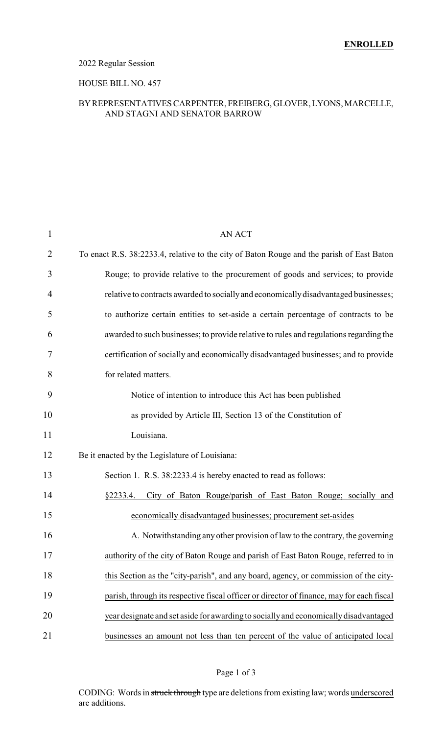**ENROLLED**

2022 Regular Session

HOUSE BILL NO. 457

BY REPRESENTATIVES CARPENTER, FREIBERG, GLOVER, LYONS, MARCELLE, AND STAGNI AND SENATOR BARROW

AN ACT

To enact R.S. 38:2233.4, relative to the city of Baton Rouge and the parish of East Baton Rouge; to provide relative to the procurement of goods and services; to provide relative to contracts awarded to socially and economically disadvantaged businesses; to authorize certain entities to set-aside a certain percentage of contracts to be awarded to such businesses; to provide relative to rules and regulations regarding the certification of socially and economically disadvantaged businesses; and to provide for related matters.

Notice of intention to introduce this Act has been published as provided by Article III, Section 13 of the Constitution of Louisiana.

Be it enacted by the Legislature of Louisiana:

Section 1. R.S. 38:2233.4 is hereby enacted to read as follows:

§2233.4. City of Baton Rouge/parish of East Baton Rouge; socially and economically disadvantaged businesses; procurement set-asides

A. Notwithstanding any other provision of law to the contrary, the governing authority of the city of Baton Rouge and parish of East Baton Rouge, referred to in this Section as the "city-parish", and any board, agency, or commission of the city-parish, through its respective fiscal officer or director of finance, may for each fiscal year designate and set aside for awarding to socially and economically disadvantaged businesses an amount not less than ten percent of the value of anticipated local

CODING: Words in struck through type are deletions from existing law; words underscored are additions.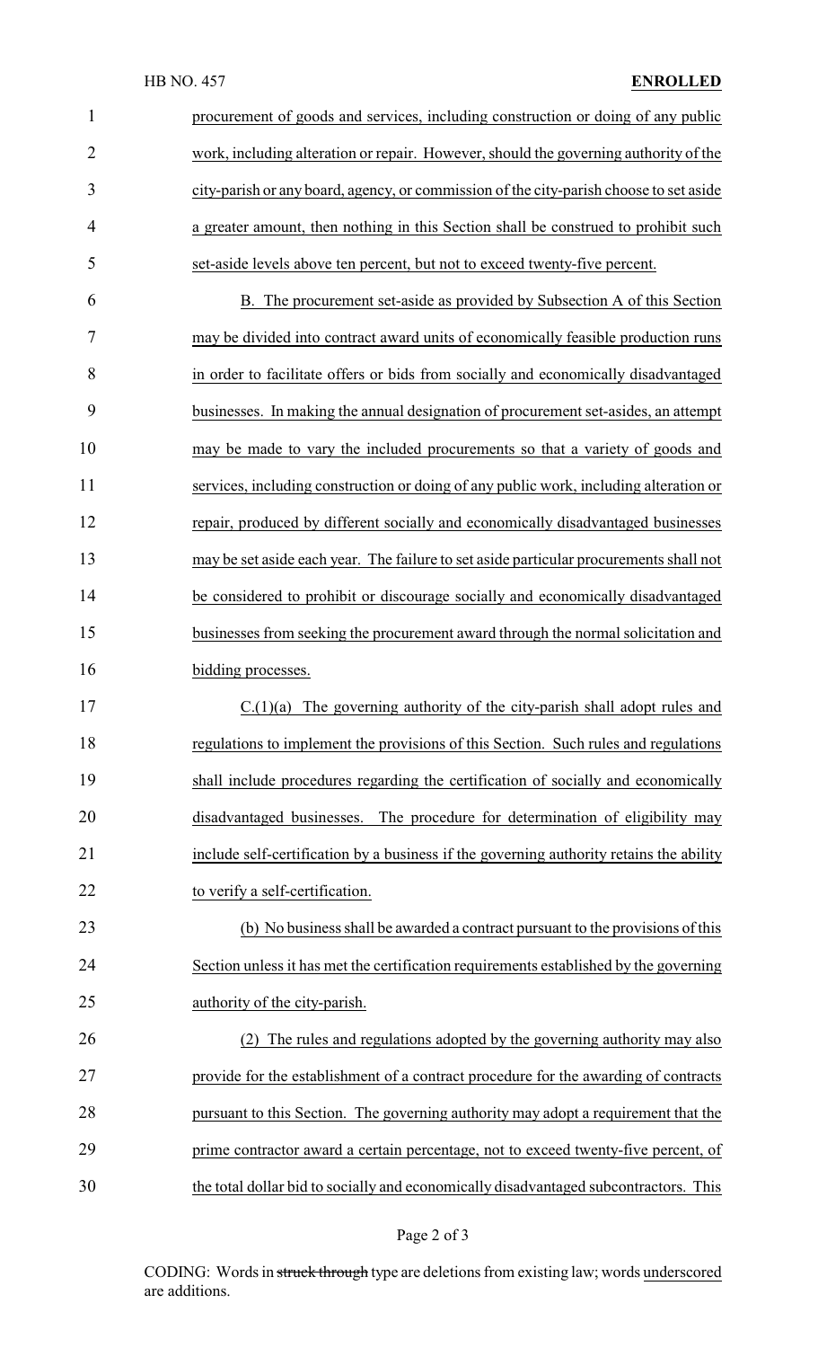procurement of goods and services, including construction or doing of any public work, including alteration or repair. However, should the governing authority of the city-parish or any board, agency, or commission of the city-parish choose to set aside a greater amount, then nothing in this Section shall be construed to prohibit such set-aside levels above ten percent, but not to exceed twenty-five percent.

B. The procurement set-aside as provided by Subsection A of this Section may be divided into contract award units of economically feasible production runs in order to facilitate offers or bids from socially and economically disadvantaged businesses. In making the annual designation of procurement set-asides, an attempt may be made to vary the included procurements so that a variety of goods and services, including construction or doing of any public work, including alteration or repair, produced by different socially and economically disadvantaged businesses may be set aside each year. The failure to set aside particular procurements shall not be considered to prohibit or discourage socially and economically disadvantaged businesses from seeking the procurement award through the normal solicitation and bidding processes.

C.(1)(a) The governing authority of the city-parish shall adopt rules and regulations to implement the provisions of this Section. Such rules and regulations shall include procedures regarding the certification of socially and economically disadvantaged businesses. The procedure for determination of eligibility may include self-certification by a business if the governing authority retains the ability to verify a self-certification.

(b) No business shall be awarded a contract pursuant to the provisions of this Section unless it has met the certification requirements established by the governing authority of the city-parish.

(2) The rules and regulations adopted by the governing authority may also provide for the establishment of a contract procedure for the awarding of contracts pursuant to this Section. The governing authority may adopt a requirement that the prime contractor award a certain percentage, not to exceed twenty-five percent, of the total dollar bid to socially and economically disadvantaged subcontractors. This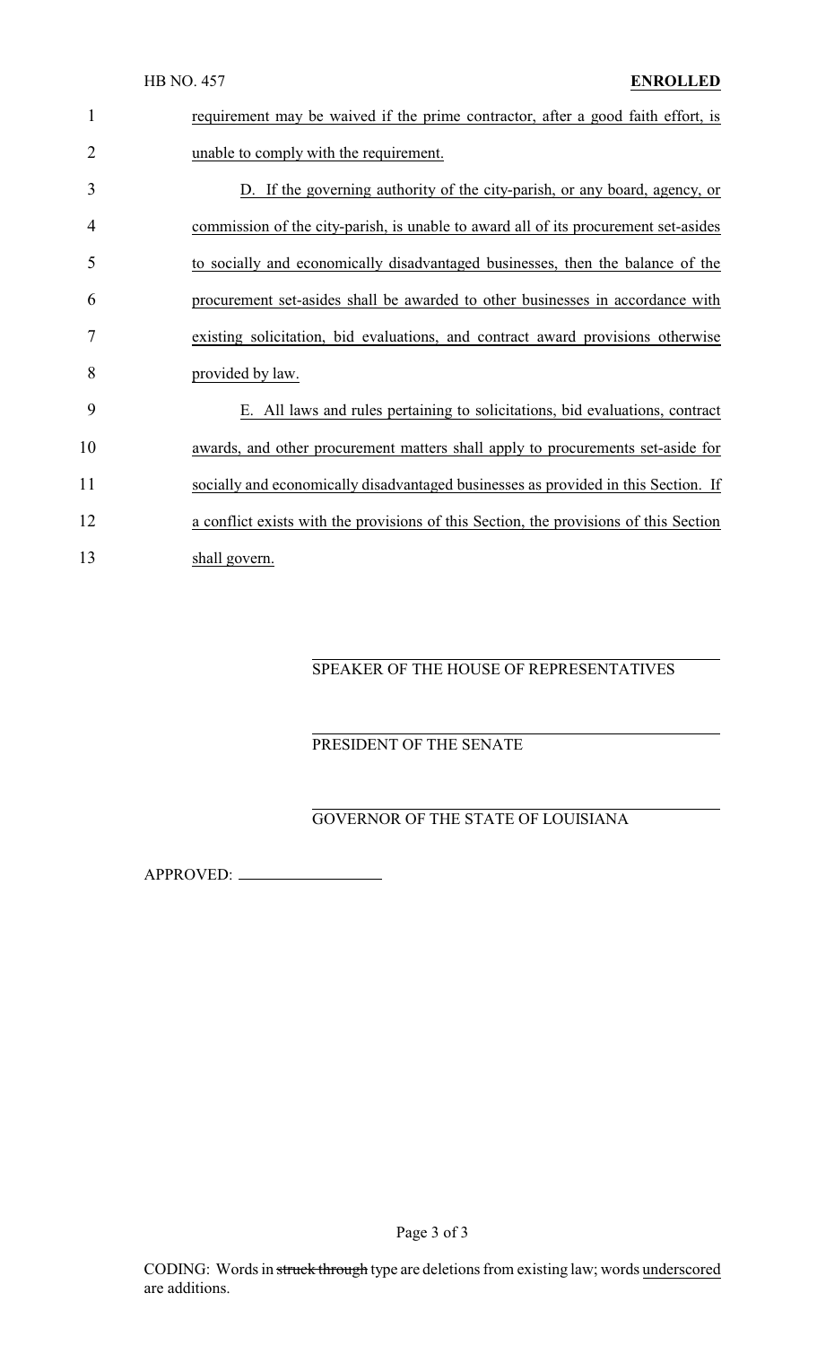requirement may be waived if the prime contractor, after a good faith effort, is unable to comply with the requirement.

D. If the governing authority of the city-parish, or any board, agency, or commission of the city-parish, is unable to award all of its procurement set-asides to socially and economically disadvantaged businesses, then the balance of the procurement set-asides shall be awarded to other businesses in accordance with existing solicitation, bid evaluations, and contract award provisions otherwise provided by law.

E. All laws and rules pertaining to solicitations, bid evaluations, contract awards, and other procurement matters shall apply to procurements set-aside for socially and economically disadvantaged businesses as provided in this Section. If a conflict exists with the provisions of this Section, the provisions of this Section shall govern.

SPEAKER OF THE HOUSE OF REPRESENTATIVES

PRESIDENT OF THE SENATE

GOVERNOR OF THE STATE OF LOUISIANA

APPROVED: ___________________

CODING: Words in ~~struck through~~ type are deletions from existing law; words underscored are additions.